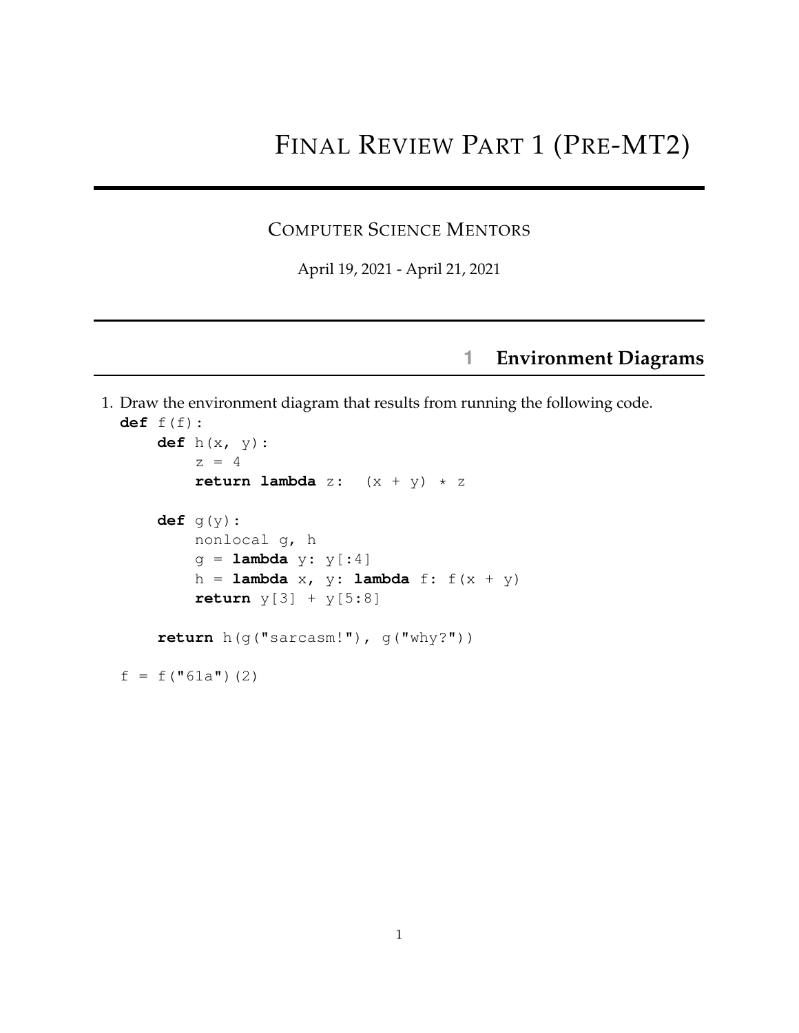# Final Review Part 1 (Pre-MT2)

## Computer Science Mentors

April 19, 2021 - April 21, 2021

## 1 Environment Diagrams

1. Draw the environment diagram that results from running the following code.

```
def f(f):
    def h(x, y):
        z = 4
        return lambda z:  (x + y) * z

    def g(y):
        nonlocal g, h
        g = lambda y: y[:4]
        h = lambda x, y: lambda f: f(x + y)
        return y[3] + y[5:8]

    return h(g("sarcasm!"), g("why?"))

f = f("61a")(2)
```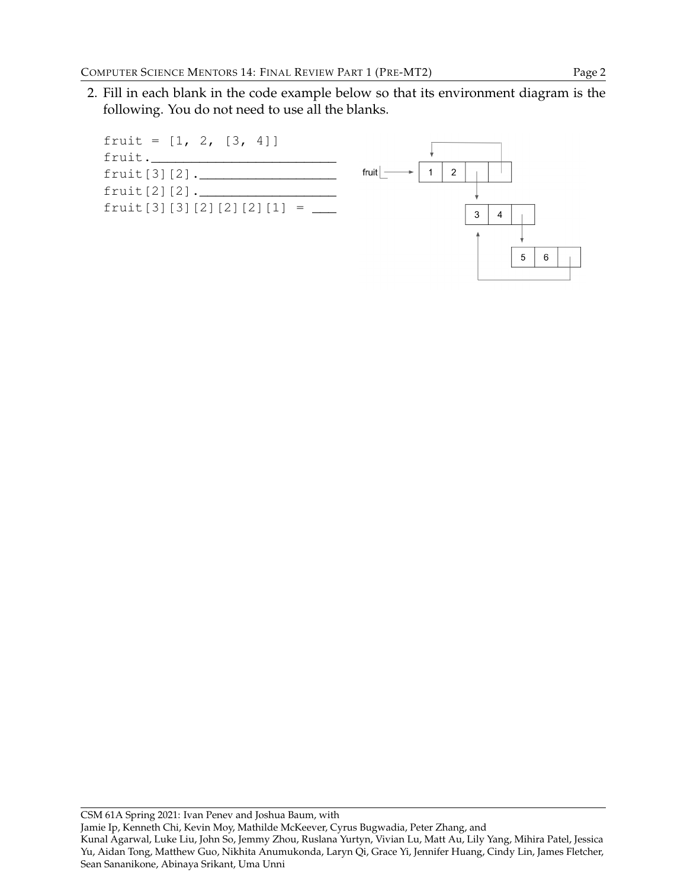2. Fill in each blank in the code example below so that its environment diagram is the following. You do not need to use all the blanks.

```
fruit = [1, 2, [3, 4]]
fruit.________________________
fruit[3][2].__________________
fruit[2][2].__________________
fruit[3][3][2][2][2][1] = ___
```

CSM 61A Spring 2021: Ivan Penev and Joshua Baum, with
Jamie Ip, Kenneth Chi, Kevin Moy, Mathilde McKeever, Cyrus Bugwadia, Peter Zhang, and
Kunal Agarwal, Luke Liu, John So, Jemmy Zhou, Ruslana Yurtyn, Vivian Lu, Matt Au, Lily Yang, Mihira Patel, Jessica Yu, Aidan Tong, Matthew Guo, Nikhita Anumukonda, Laryn Qi, Grace Yi, Jennifer Huang, Cindy Lin, James Fletcher, Sean Sananikone, Abinaya Srikant, Uma Unni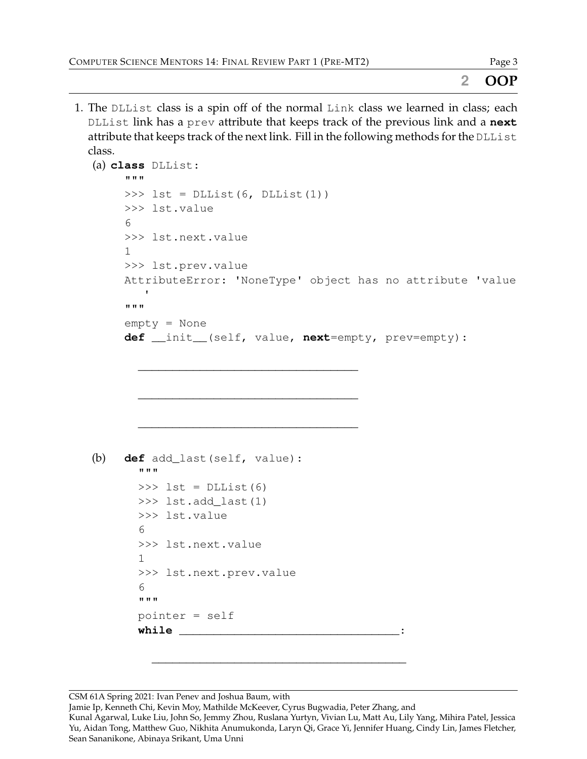## 2 OOP

1. The `DLList` class is a spin off of the normal `Link` class we learned in class; each `DLList` link has a `prev` attribute that keeps track of the previous link and a **`next`** attribute that keeps track of the next link. Fill in the following methods for the `DLList` class.

(a)
```
class DLList:
    """
    >>> lst = DLList(6, DLList(1))
    >>> lst.value
    6
    >>> lst.next.value
    1
    >>> lst.prev.value
    AttributeError: 'NoneType' object has no attribute 'value
       '
    """
    empty = None
    def __init__(self, value, next=empty, prev=empty):

        ________________________________

        ________________________________

        ________________________________
```

(b)
```
    def add_last(self, value):
        """
        >>> lst = DLList(6)
        >>> lst.add_last(1)
        >>> lst.value
        6
        >>> lst.next.value
        1
        >>> lst.next.prev.value
        6
        """
        pointer = self
        while ________________________________:

            ________________________________
```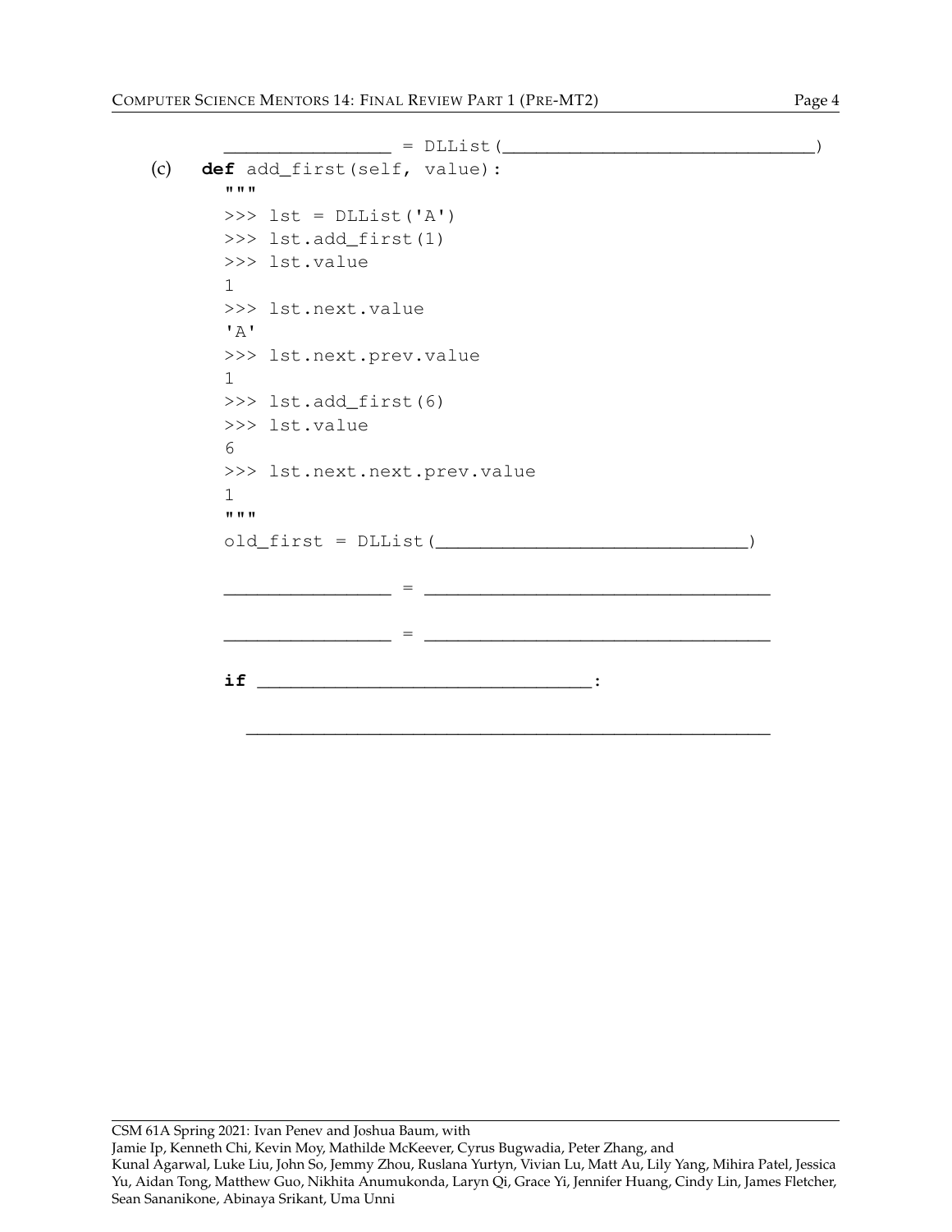```
        _______________ = DLList(_____________________________)
```

(c)
```python
def add_first(self, value):
    """
    >>> lst = DLList('A')
    >>> lst.add_first(1)
    >>> lst.value
    1
    >>> lst.next.value
    'A'
    >>> lst.next.prev.value
    1
    >>> lst.add_first(6)
    >>> lst.value
    6
    >>> lst.next.next.prev.value
    1
    """
    old_first = DLList(____________________________)

    _______________ = ______________________________

    _______________ = ______________________________

    if ______________________________:

        _______________________________________________
```

CSM 61A Spring 2021: Ivan Penev and Joshua Baum, with
Jamie Ip, Kenneth Chi, Kevin Moy, Mathilde McKeever, Cyrus Bugwadia, Peter Zhang, and
Kunal Agarwal, Luke Liu, John So, Jemmy Zhou, Ruslana Yurtyn, Vivian Lu, Matt Au, Lily Yang, Mihira Patel, Jessica Yu, Aidan Tong, Matthew Guo, Nikhita Anumukonda, Laryn Qi, Grace Yi, Jennifer Huang, Cindy Lin, James Fletcher, Sean Sananikone, Abinaya Srikant, Uma Unni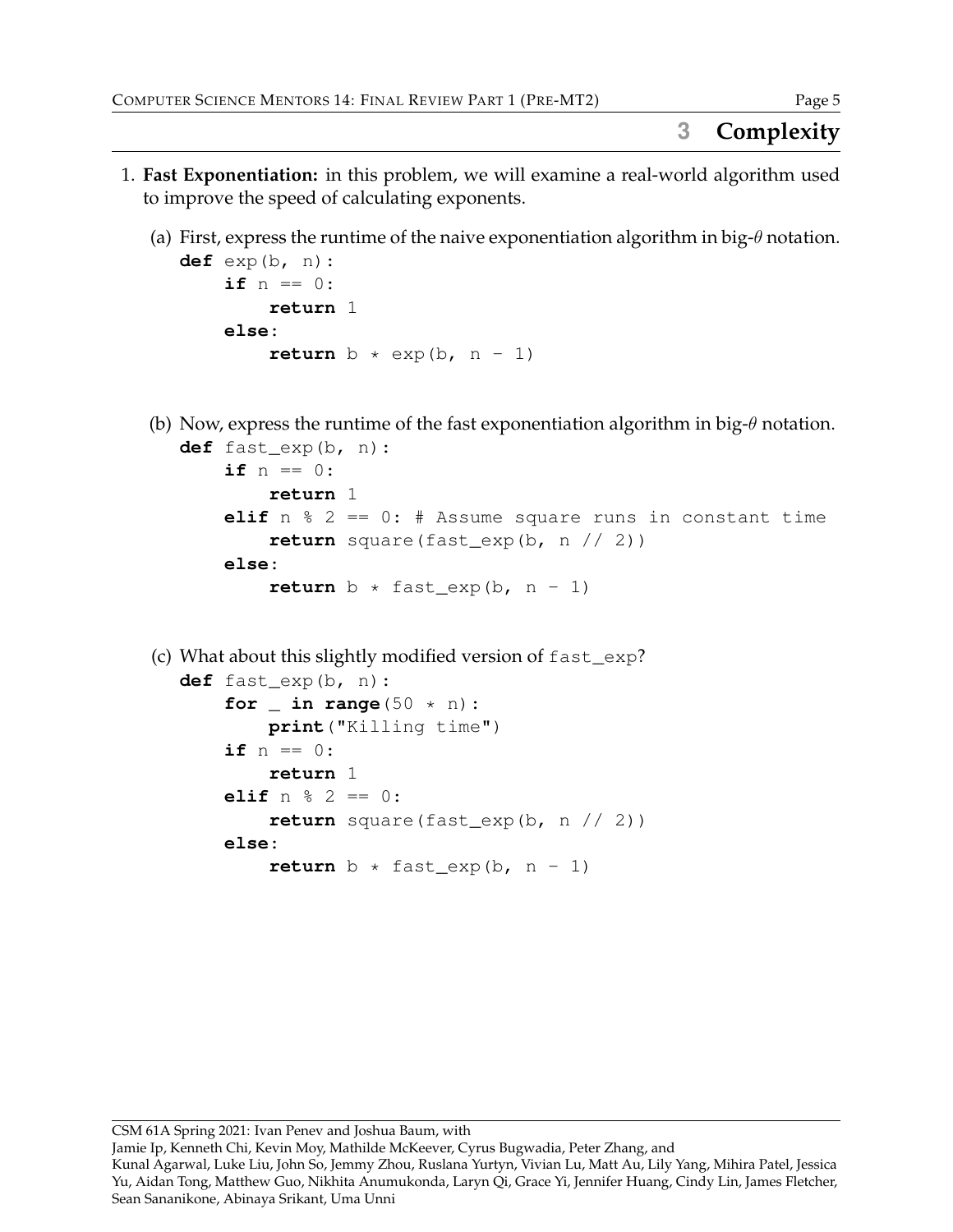## 3 Complexity

1. **Fast Exponentiation:** in this problem, we will examine a real-world algorithm used to improve the speed of calculating exponents.

   (a) First, express the runtime of the naive exponentiation algorithm in big-$\theta$ notation.

   ```
   def exp(b, n):
       if n == 0:
           return 1
       else:
           return b * exp(b, n - 1)
   ```

   (b) Now, express the runtime of the fast exponentiation algorithm in big-$\theta$ notation.

   ```
   def fast_exp(b, n):
       if n == 0:
           return 1
       elif n % 2 == 0: # Assume square runs in constant time
           return square(fast_exp(b, n // 2))
       else:
           return b * fast_exp(b, n - 1)
   ```

   (c) What about this slightly modified version of `fast_exp`?

   ```
   def fast_exp(b, n):
       for _ in range(50 * n):
           print("Killing time")
       if n == 0:
           return 1
       elif n % 2 == 0:
           return square(fast_exp(b, n // 2))
       else:
           return b * fast_exp(b, n - 1)
   ```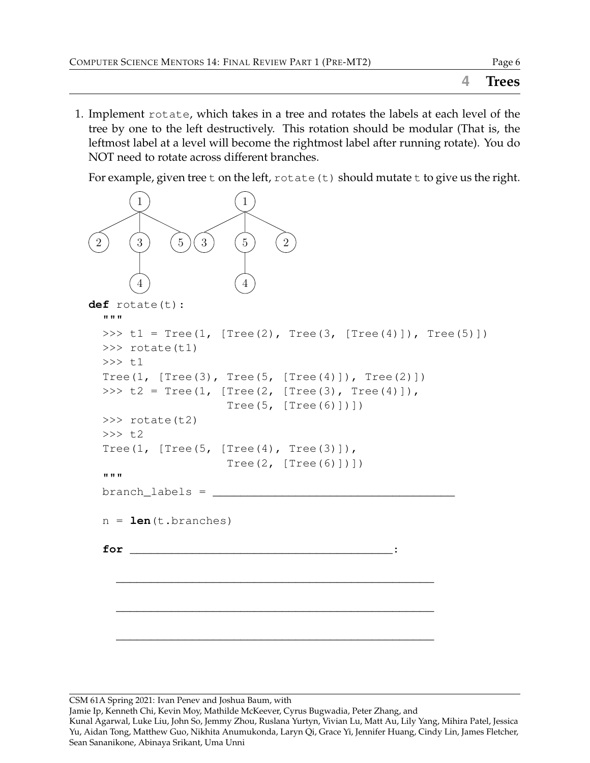# 4 Trees

1. Implement `rotate`, which takes in a tree and rotates the labels at each level of the tree by one to the left destructively. This rotation should be modular (That is, the leftmost label at a level will become the rightmost label after running rotate). You do NOT need to rotate across different branches.

   For example, given tree `t` on the left, `rotate(t)` should mutate `t` to give us the right.

```
def rotate(t):
    """
    >>> t1 = Tree(1, [Tree(2), Tree(3, [Tree(4)]), Tree(5)])
    >>> rotate(t1)
    >>> t1
    Tree(1, [Tree(3), Tree(5, [Tree(4)]), Tree(2)])
    >>> t2 = Tree(1, [Tree(2, [Tree(3), Tree(4)]),
                      Tree(5, [Tree(6)])])
    >>> rotate(t2)
    >>> t2
    Tree(1, [Tree(5, [Tree(4), Tree(3)]),
                      Tree(2, [Tree(6)])])
    """
    branch_labels = ____________________________________

    n = len(t.branches)

    for ______________________________________:

        _____________________________________________

        _____________________________________________

        _____________________________________________
```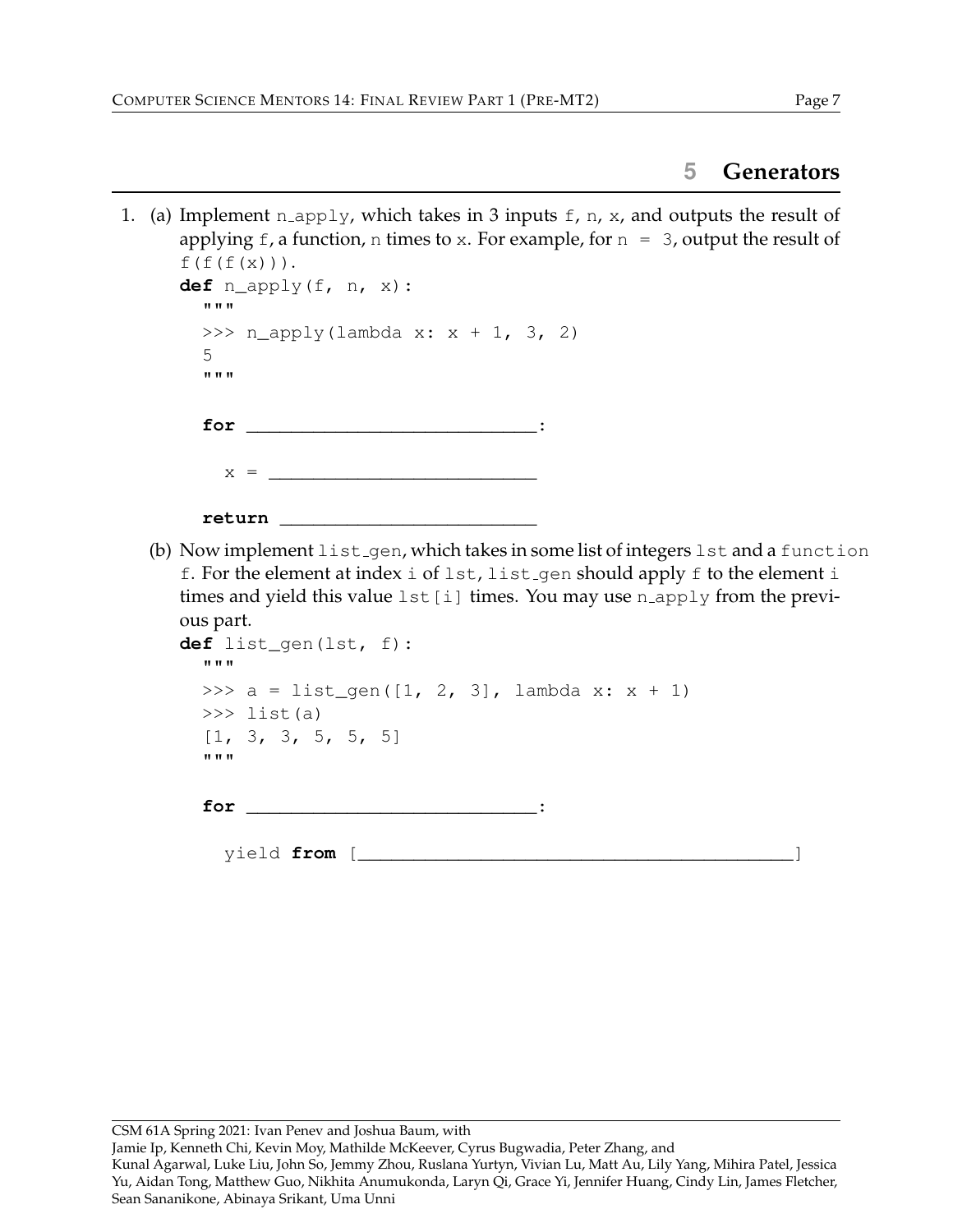## 5 Generators

1. (a) Implement `n_apply`, which takes in 3 inputs `f`, `n`, `x`, and outputs the result of applying `f`, a function, `n` times to `x`. For example, for `n = 3`, output the result of `f(f(f(x)))`.

```
def n_apply(f, n, x):
    """
    >>> n_apply(lambda x: x + 1, 3, 2)
    5
    """

    for ____________________________:

        x = __________________________

    return __________________________
```

(b) Now implement `list_gen`, which takes in some list of integers `lst` and a `function` `f`. For the element at index `i` of `lst`, `list_gen` should apply `f` to the element `i` times and yield this value `lst[i]` times. You may use `n_apply` from the previous part.

```
def list_gen(lst, f):
    """
    >>> a = list_gen([1, 2, 3], lambda x: x + 1)
    >>> list(a)
    [1, 3, 3, 5, 5, 5]
    """

    for ____________________________:

        yield from [_________________________________________]
```

CSM 61A Spring 2021: Ivan Penev and Joshua Baum, with
Jamie Ip, Kenneth Chi, Kevin Moy, Mathilde McKeever, Cyrus Bugwadia, Peter Zhang, and
Kunal Agarwal, Luke Liu, John So, Jemmy Zhou, Ruslana Yurtyn, Vivian Lu, Matt Au, Lily Yang, Mihira Patel, Jessica Yu, Aidan Tong, Matthew Guo, Nikhita Anumukonda, Laryn Qi, Grace Yi, Jennifer Huang, Cindy Lin, James Fletcher, Sean Sananikone, Abinaya Srikant, Uma Unni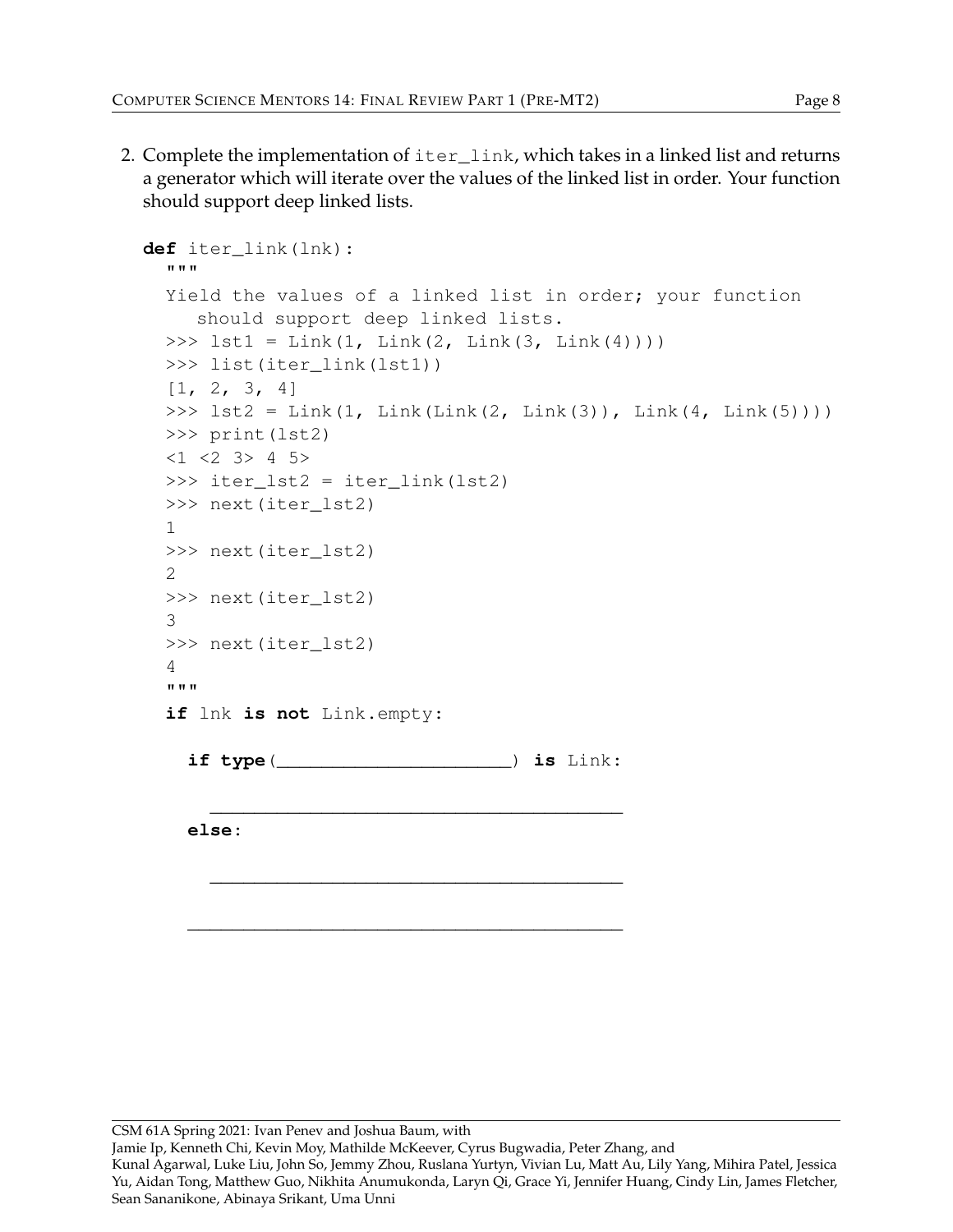2. Complete the implementation of `iter_link`, which takes in a linked list and returns a generator which will iterate over the values of the linked list in order. Your function should support deep linked lists.

```
def iter_link(lnk):
    """
    Yield the values of a linked list in order; your function
       should support deep linked lists.
    >>> lst1 = Link(1, Link(2, Link(3, Link(4))))
    >>> list(iter_link(lst1))
    [1, 2, 3, 4]
    >>> lst2 = Link(1, Link(Link(2, Link(3)), Link(4, Link(5))))
    >>> print(lst2)
    <1 <2 3> 4 5>
    >>> iter_lst2 = iter_link(lst2)
    >>> next(iter_lst2)
    1
    >>> next(iter_lst2)
    2
    >>> next(iter_lst2)
    3
    >>> next(iter_lst2)
    4
    """
    if lnk is not Link.empty:

        if type(_____________________) is Link:

            ______________________________________
        else:

            ______________________________________

        ________________________________________
```

CSM 61A Spring 2021: Ivan Penev and Joshua Baum, with
Jamie Ip, Kenneth Chi, Kevin Moy, Mathilde McKeever, Cyrus Bugwadia, Peter Zhang, and
Kunal Agarwal, Luke Liu, John So, Jemmy Zhou, Ruslana Yurtyn, Vivian Lu, Matt Au, Lily Yang, Mihira Patel, Jessica Yu, Aidan Tong, Matthew Guo, Nikhita Anumukonda, Laryn Qi, Grace Yi, Jennifer Huang, Cindy Lin, James Fletcher, Sean Sananikone, Abinaya Srikant, Uma Unni